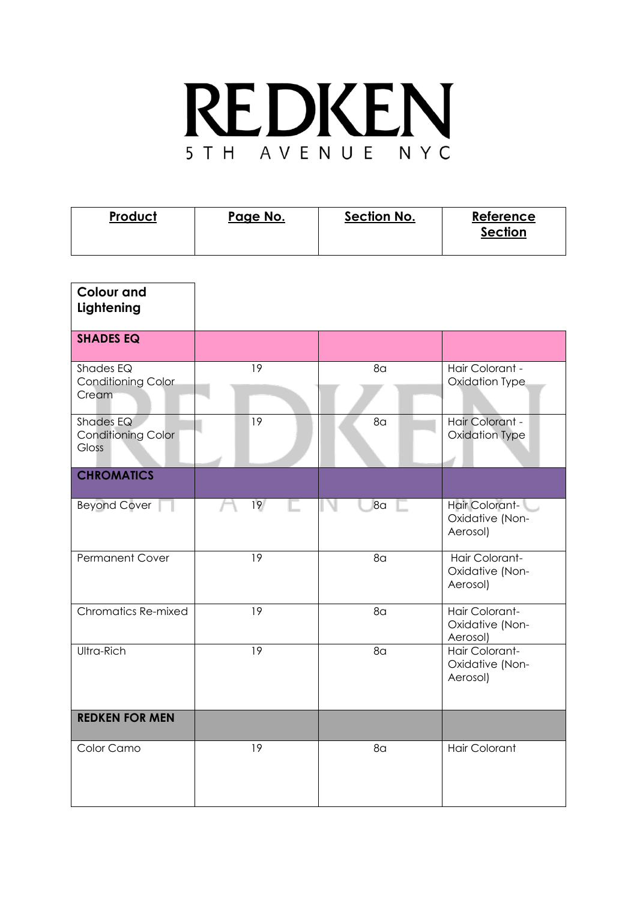# REDKEN

5TH AVENUE NYC

| Product | Page No. | Section No. | Reference Section |
| --- | --- | --- | --- |
| **Colour and Lightening** | | | |
| **SHADES EQ** | | | |
| Shades EQ Conditioning Color Cream | 19 | 8a | Hair Colorant - Oxidation Type |
| Shades EQ Conditioning Color Gloss | 19 | 8a | Hair Colorant - Oxidation Type |
| **CHROMATICS** | | | |
| Beyond Cover | 19 | 8a | Hair Colorant- Oxidative (Non-Aerosol) |
| Permanent Cover | 19 | 8a | Hair Colorant- Oxidative (Non-Aerosol) |
| Chromatics Re-mixed | 19 | 8a | Hair Colorant- Oxidative (Non-Aerosol) |
| Ultra-Rich | 19 | 8a | Hair Colorant- Oxidative (Non-Aerosol) |
| **REDKEN FOR MEN** | | | |
| Color Camo | 19 | 8a | Hair Colorant |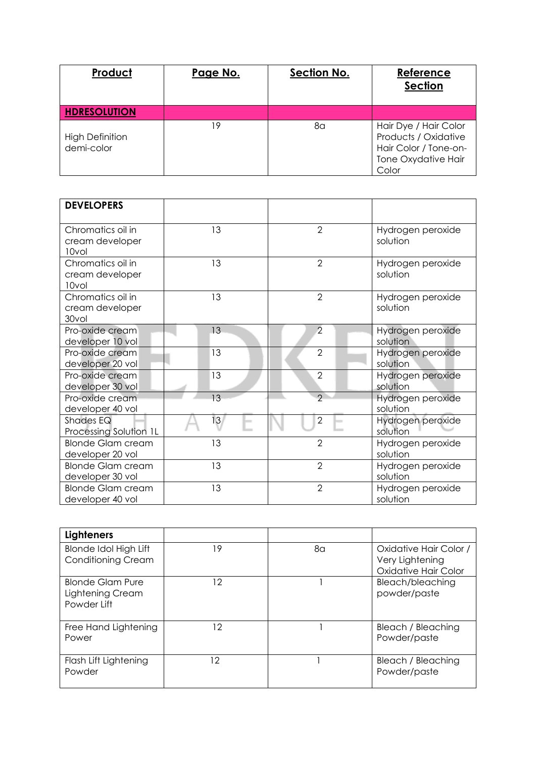| **Product** | **Page No.** | **Section No.** | **Reference Section** |
|---|---|---|---|
| **HDRESOLUTION** | | | |
| High Definition demi-color | 19 | 8a | Hair Dye / Hair Color Products / Oxidative Hair Color / Tone-on-Tone Oxydative Hair Color |

| **DEVELOPERS** | | | |
|---|---|---|---|
| Chromatics oil in cream developer 10vol | 13 | 2 | Hydrogen peroxide solution |
| Chromatics oil in cream developer 10vol | 13 | 2 | Hydrogen peroxide solution |
| Chromatics oil in cream developer 30vol | 13 | 2 | Hydrogen peroxide solution |
| Pro-oxide cream developer 10 vol | 13 | 2 | Hydrogen peroxide solution |
| Pro-oxide cream developer 20 vol | 13 | 2 | Hydrogen peroxide solution |
| Pro-oxide cream developer 30 vol | 13 | 2 | Hydrogen peroxide solution |
| Pro-oxide cream developer 40 vol | 13 | 2 | Hydrogen peroxide solution |
| Shades EQ Processing Solution 1L | 13 | 2 | Hydrogen peroxide solution |
| Blonde Glam cream developer 20 vol | 13 | 2 | Hydrogen peroxide solution |
| Blonde Glam cream developer 30 vol | 13 | 2 | Hydrogen peroxide solution |
| Blonde Glam cream developer 40 vol | 13 | 2 | Hydrogen peroxide solution |

| **Lighteners** | | | |
|---|---|---|---|
| Blonde Idol High Lift Conditioning Cream | 19 | 8a | Oxidative Hair Color / Very Lightening Oxidative Hair Color |
| Blonde Glam Pure Lightening Cream Powder Lift | 12 | 1 | Bleach/bleaching powder/paste |
| Free Hand Lightening Power | 12 | 1 | Bleach / Bleaching Powder/paste |
| Flash Lift Lightening Powder | 12 | 1 | Bleach / Bleaching Powder/paste |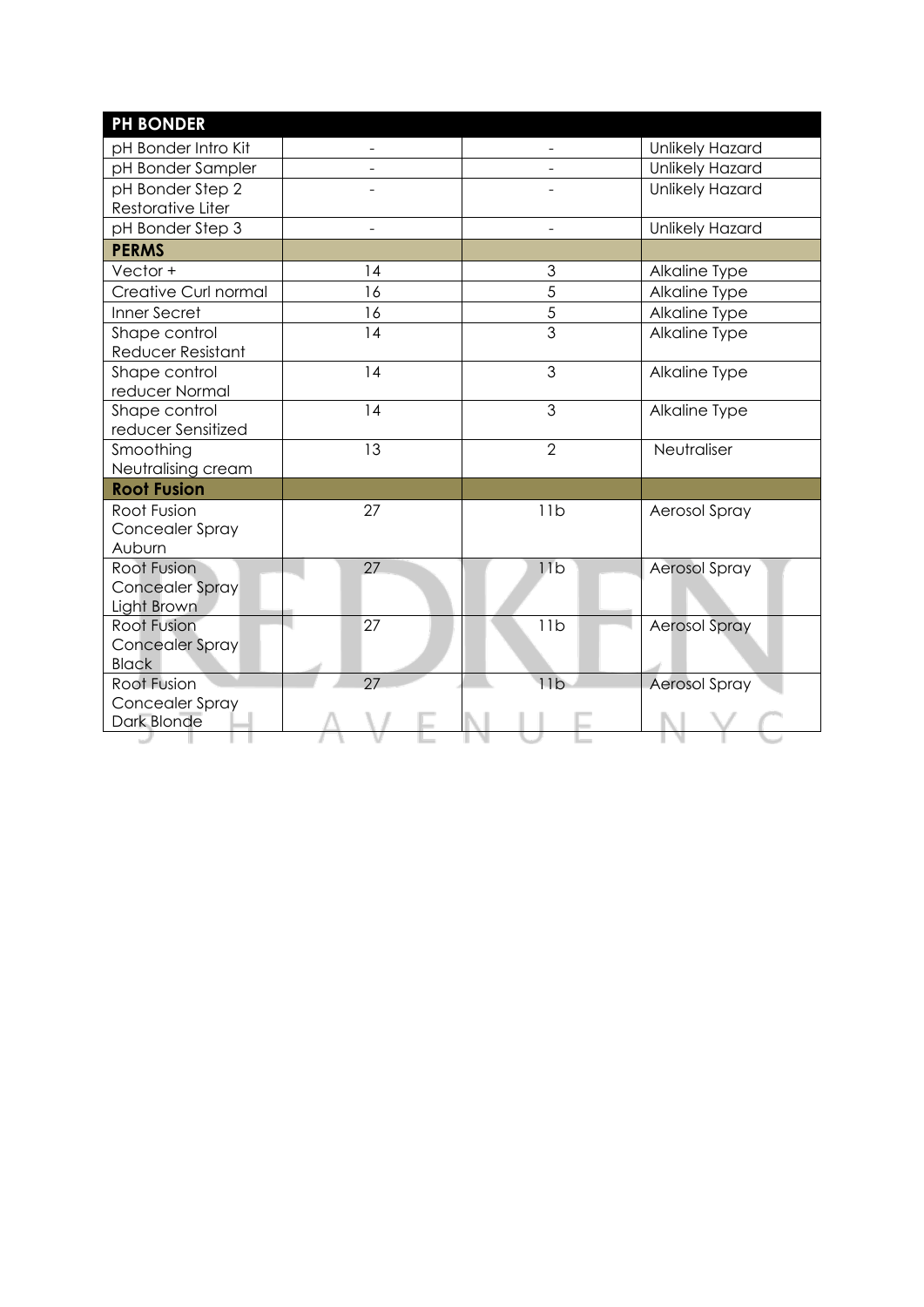| PH BONDER | | | |
|---|---|---|---|
| pH Bonder Intro Kit | - | - | Unlikely Hazard |
| pH Bonder Sampler | - | - | Unlikely Hazard |
| pH Bonder Step 2 Restorative Liter | - | - | Unlikely Hazard |
| pH Bonder Step 3 | - | - | Unlikely Hazard |
| **PERMS** | | | |
| Vector + | 14 | 3 | Alkaline Type |
| Creative Curl normal | 16 | 5 | Alkaline Type |
| Inner Secret | 16 | 5 | Alkaline Type |
| Shape control Reducer Resistant | 14 | 3 | Alkaline Type |
| Shape control reducer Normal | 14 | 3 | Alkaline Type |
| Shape control reducer Sensitized | 14 | 3 | Alkaline Type |
| Smoothing Neutralising cream | 13 | 2 | Neutraliser |
| **Root Fusion** | | | |
| Root Fusion Concealer Spray Auburn | 27 | 11b | Aerosol Spray |
| Root Fusion Concealer Spray Light Brown | 27 | 11b | Aerosol Spray |
| Root Fusion Concealer Spray Black | 27 | 11b | Aerosol Spray |
| Root Fusion Concealer Spray Dark Blonde | 27 | 11b | Aerosol Spray |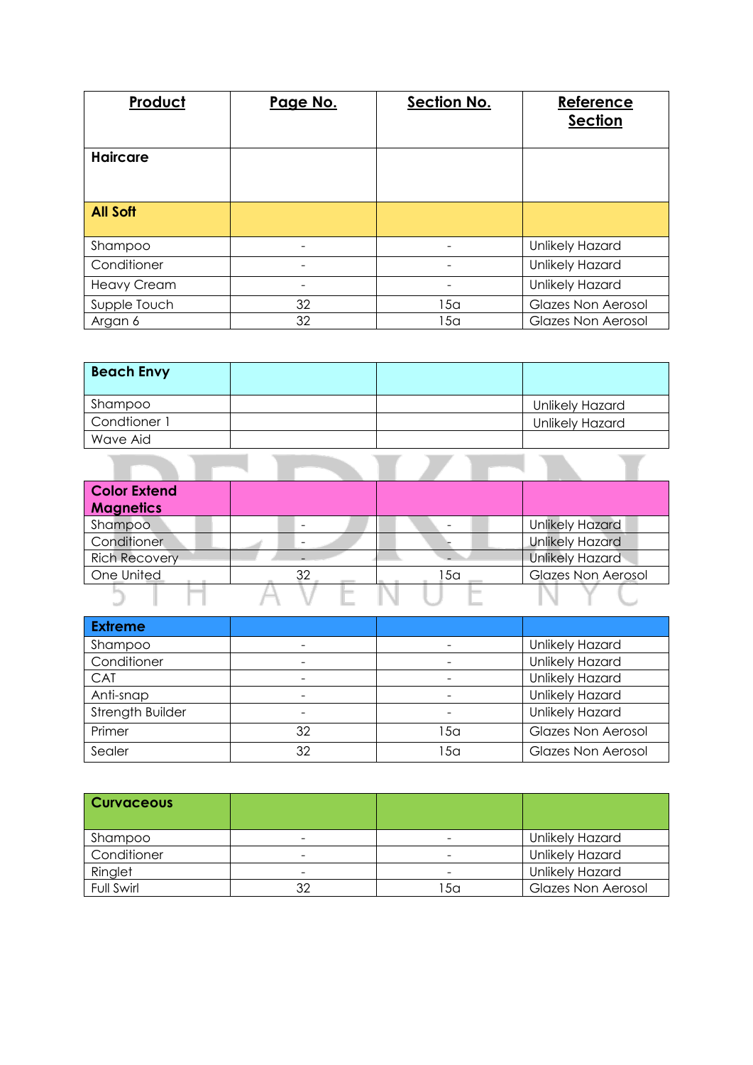| Product | Page No. | Section No. | Reference Section |
|---|---|---|---|
| **Haircare** | | | |
| **All Soft** | | | |
| Shampoo | - | - | Unlikely Hazard |
| Conditioner | - | - | Unlikely Hazard |
| Heavy Cream | - | - | Unlikely Hazard |
| Supple Touch | 32 | 15a | Glazes Non Aerosol |
| Argan 6 | 32 | 15a | Glazes Non Aerosol |

| **Beach Envy** | | | |
|---|---|---|---|
| Shampoo | | | Unlikely Hazard |
| Condtioner 1 | | | Unlikely Hazard |
| Wave Aid | | | |

| **Color Extend Magnetics** | | | |
|---|---|---|---|
| Shampoo | - | - | Unlikely Hazard |
| Conditioner | - | - | Unlikely Hazard |
| Rich Recovery | - | - | Unlikely Hazard |
| One United | 32 | 15a | Glazes Non Aerosol |

| **Extreme** | | | |
|---|---|---|---|
| Shampoo | - | - | Unlikely Hazard |
| Conditioner | - | - | Unlikely Hazard |
| CAT | - | - | Unlikely Hazard |
| Anti-snap | - | - | Unlikely Hazard |
| Strength Builder | - | - | Unlikely Hazard |
| Primer | 32 | 15a | Glazes Non Aerosol |
| Sealer | 32 | 15a | Glazes Non Aerosol |

| **Curvaceous** | | | |
|---|---|---|---|
| Shampoo | - | - | Unlikely Hazard |
| Conditioner | - | - | Unlikely Hazard |
| Ringlet | - | - | Unlikely Hazard |
| Full Swirl | 32 | 15a | Glazes Non Aerosol |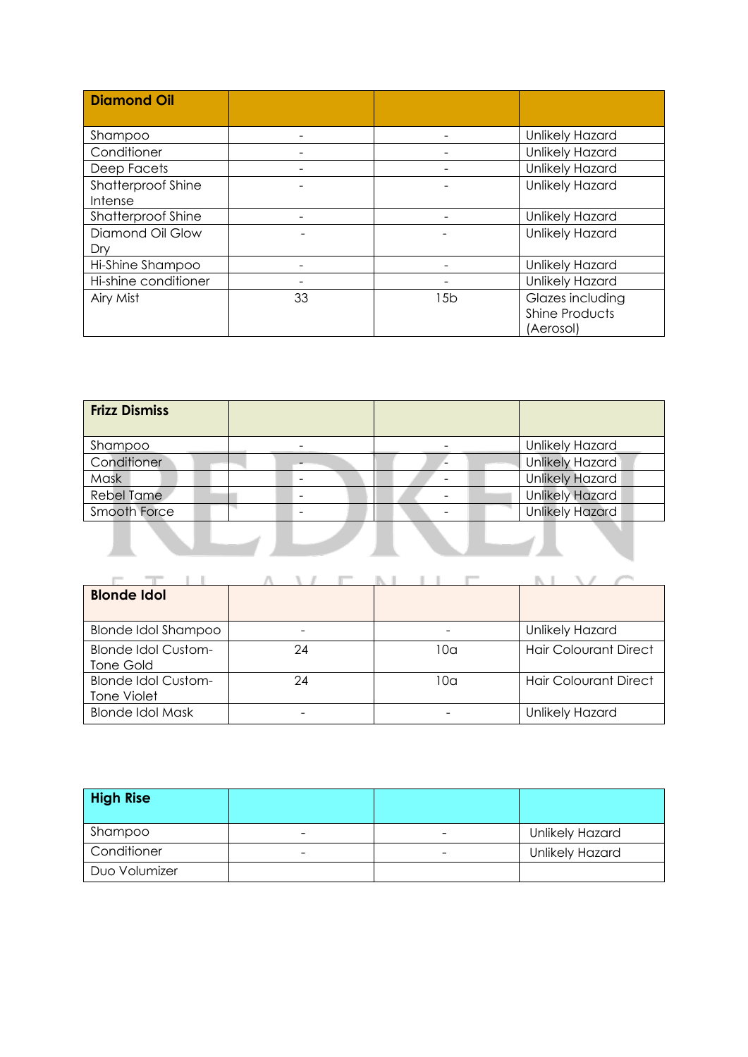| **Diamond Oil** | | | |
|---|---|---|---|
| Shampoo | - | - | Unlikely Hazard |
| Conditioner | - | - | Unlikely Hazard |
| Deep Facets | - | - | Unlikely Hazard |
| Shatterproof Shine Intense | - | - | Unlikely Hazard |
| Shatterproof Shine | - | - | Unlikely Hazard |
| Diamond Oil Glow Dry | - | - | Unlikely Hazard |
| Hi-Shine Shampoo | - | - | Unlikely Hazard |
| Hi-shine conditioner | - | - | Unlikely Hazard |
| Airy Mist | 33 | 15b | Glazes including Shine Products (Aerosol) |

| **Frizz Dismiss** | | | |
|---|---|---|---|
| Shampoo | - | - | Unlikely Hazard |
| Conditioner | - | - | Unlikely Hazard |
| Mask | - | - | Unlikely Hazard |
| Rebel Tame | - | - | Unlikely Hazard |
| Smooth Force | - | - | Unlikely Hazard |

| **Blonde Idol** | | | |
|---|---|---|---|
| Blonde Idol Shampoo | - | - | Unlikely Hazard |
| Blonde Idol Custom-Tone Gold | 24 | 10a | Hair Colourant Direct |
| Blonde Idol Custom-Tone Violet | 24 | 10a | Hair Colourant Direct |
| Blonde Idol Mask | - | - | Unlikely Hazard |

| **High Rise** | | | |
|---|---|---|---|
| Shampoo | - | - | Unlikely Hazard |
| Conditioner | - | - | Unlikely Hazard |
| Duo Volumizer | | | |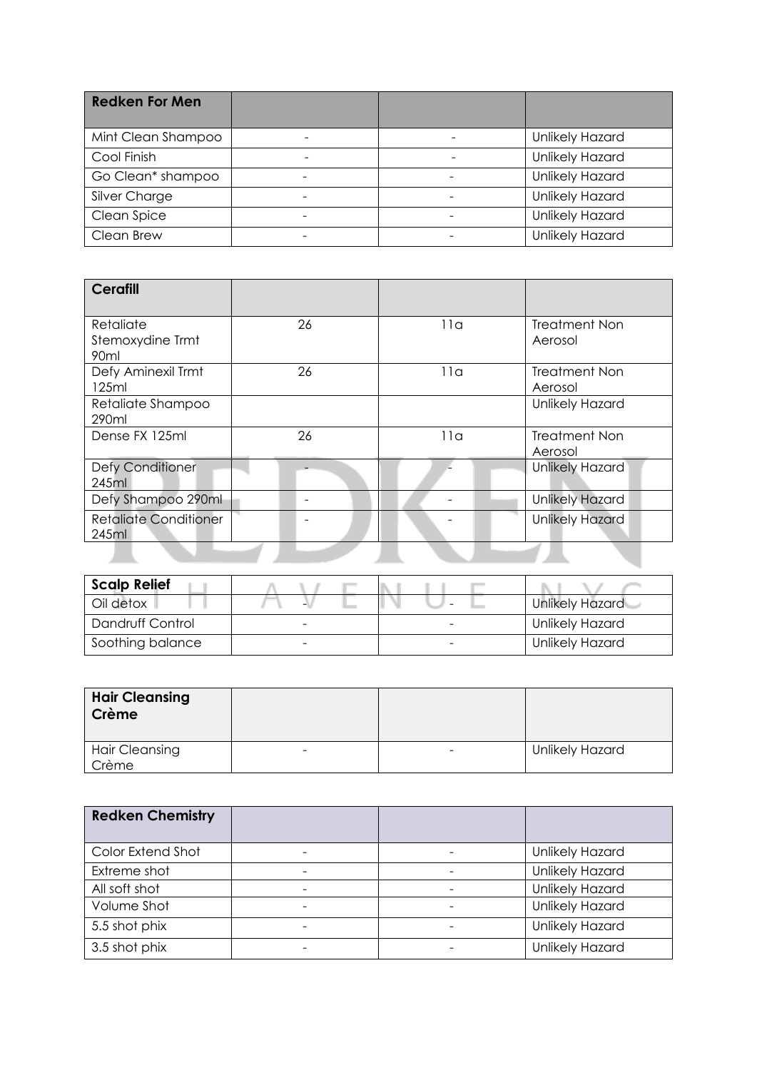| Redken For Men | | | |
|---|---|---|---|
| Mint Clean Shampoo | - | - | Unlikely Hazard |
| Cool Finish | - | - | Unlikely Hazard |
| Go Clean* shampoo | - | - | Unlikely Hazard |
| Silver Charge | - | - | Unlikely Hazard |
| Clean Spice | - | - | Unlikely Hazard |
| Clean Brew | - | - | Unlikely Hazard |

| Cerafill | | | |
|---|---|---|---|
| Retaliate Stemoxydine Trmt 90ml | 26 | 11a | Treatment Non Aerosol |
| Defy Aminexil Trmt 125ml | 26 | 11a | Treatment Non Aerosol |
| Retaliate Shampoo 290ml | | | Unlikely Hazard |
| Dense FX 125ml | 26 | 11a | Treatment Non Aerosol |
| Defy Conditioner 245ml | - | - | Unlikely Hazard |
| Defy Shampoo 290ml | - | - | Unlikely Hazard |
| Retaliate Conditioner 245ml | - | - | Unlikely Hazard |

| Scalp Relief | | | |
|---|---|---|---|
| Oil detox | - | - | Unlikely Hazard |
| Dandruff Control | - | - | Unlikely Hazard |
| Soothing balance | - | - | Unlikely Hazard |

| Hair Cleansing Crème | | | |
|---|---|---|---|
| Hair Cleansing Crème | - | - | Unlikely Hazard |

| Redken Chemistry | | | |
|---|---|---|---|
| Color Extend Shot | - | - | Unlikely Hazard |
| Extreme shot | - | - | Unlikely Hazard |
| All soft shot | - | - | Unlikely Hazard |
| Volume Shot | - | - | Unlikely Hazard |
| 5.5 shot phix | - | - | Unlikely Hazard |
| 3.5 shot phix | - | - | Unlikely Hazard |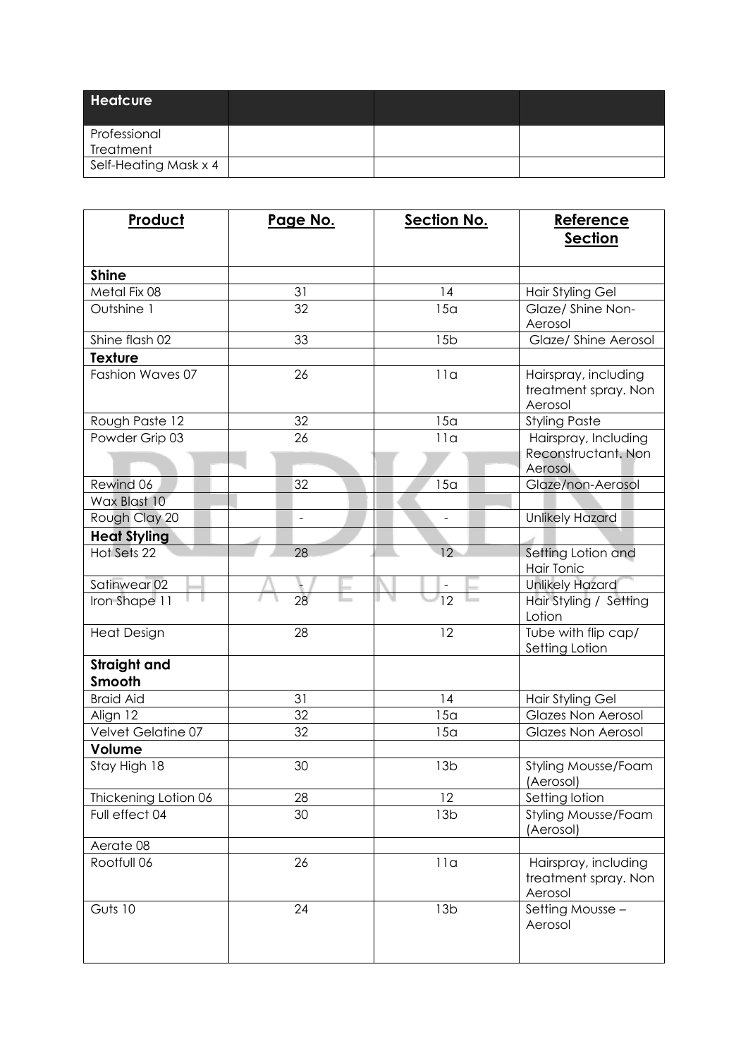| Heatcure | | | |
|---|---|---|---|
| Professional Treatment | | | |
| Self-Heating Mask x 4 | | | |

| Product | Page No. | Section No. | Reference Section |
|---|---|---|---|
| **Shine** | | | |
| Metal Fix 08 | 31 | 14 | Hair Styling Gel |
| Outshine 1 | 32 | 15a | Glaze/ Shine Non-Aerosol |
| Shine flash 02 | 33 | 15b | Glaze/ Shine Aerosol |
| **Texture** | | | |
| Fashion Waves 07 | 26 | 11a | Hairspray, including treatment spray. Non Aerosol |
| Rough Paste 12 | 32 | 15a | Styling Paste |
| Powder Grip 03 | 26 | 11a | Hairspray, Including Reconstructant. Non Aerosol |
| Rewind 06 | 32 | 15a | Glaze/non-Aerosol |
| Wax Blast 10 | | | |
| Rough Clay 20 | - | - | Unlikely Hazard |
| **Heat Styling** | | | |
| Hot Sets 22 | 28 | 12 | Setting Lotion and Hair Tonic |
| Satinwear 02 | - | - | Unlikely Hazard |
| Iron Shape 11 | 28 | 12 | Hair Styling / Setting Lotion |
| Heat Design | 28 | 12 | Tube with flip cap/ Setting Lotion |
| **Straight and Smooth** | | | |
| Braid Aid | 31 | 14 | Hair Styling Gel |
| Align 12 | 32 | 15a | Glazes Non Aerosol |
| Velvet Gelatine 07 | 32 | 15a | Glazes Non Aerosol |
| **Volume** | | | |
| Stay High 18 | 30 | 13b | Styling Mousse/Foam (Aerosol) |
| Thickening Lotion 06 | 28 | 12 | Setting lotion |
| Full effect 04 | 30 | 13b | Styling Mousse/Foam (Aerosol) |
| Aerate 08 | | | |
| Rootfull 06 | 26 | 11a | Hairspray, including treatment spray. Non Aerosol |
| Guts 10 | 24 | 13b | Setting Mousse – Aerosol |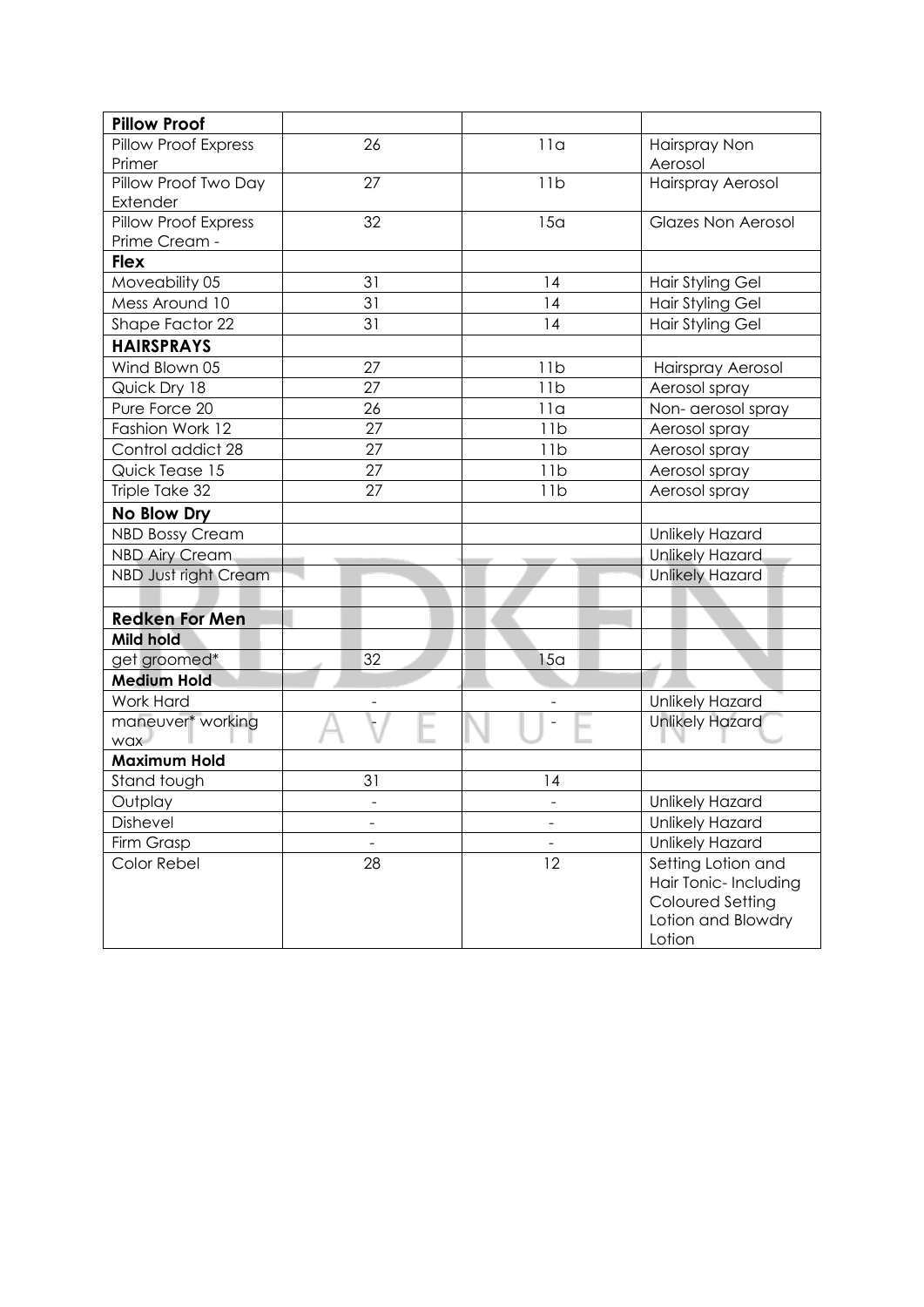| | | | |
|---|---|---|---|
| **Pillow Proof** | | | |
| Pillow Proof Express Primer | 26 | 11a | Hairspray Non Aerosol |
| Pillow Proof Two Day Extender | 27 | 11b | Hairspray Aerosol |
| Pillow Proof Express Prime Cream - | 32 | 15a | Glazes Non Aerosol |
| **Flex** | | | |
| Moveability 05 | 31 | 14 | Hair Styling Gel |
| Mess Around 10 | 31 | 14 | Hair Styling Gel |
| Shape Factor 22 | 31 | 14 | Hair Styling Gel |
| **HAIRSPRAYS** | | | |
| Wind Blown 05 | 27 | 11b | Hairspray Aerosol |
| Quick Dry 18 | 27 | 11b | Aerosol spray |
| Pure Force 20 | 26 | 11a | Non- aerosol spray |
| Fashion Work 12 | 27 | 11b | Aerosol spray |
| Control addict 28 | 27 | 11b | Aerosol spray |
| Quick Tease 15 | 27 | 11b | Aerosol spray |
| Triple Take 32 | 27 | 11b | Aerosol spray |
| **No Blow Dry** | | | |
| NBD Bossy Cream | | | Unlikely Hazard |
| NBD Airy Cream | | | Unlikely Hazard |
| NBD Just right Cream | | | Unlikely Hazard |
| | | | |
| **Redken For Men** | | | |
| **Mild hold** | | | |
| get groomed* | 32 | 15a | |
| **Medium Hold** | | | |
| Work Hard | - | - | Unlikely Hazard |
| maneuver* working wax | - | - | Unlikely Hazard |
| **Maximum Hold** | | | |
| Stand tough | 31 | 14 | |
| Outplay | - | - | Unlikely Hazard |
| Dishevel | - | - | Unlikely Hazard |
| Firm Grasp | - | - | Unlikely Hazard |
| Color Rebel | 28 | 12 | Setting Lotion and Hair Tonic- Including Coloured Setting Lotion and Blowdry Lotion |